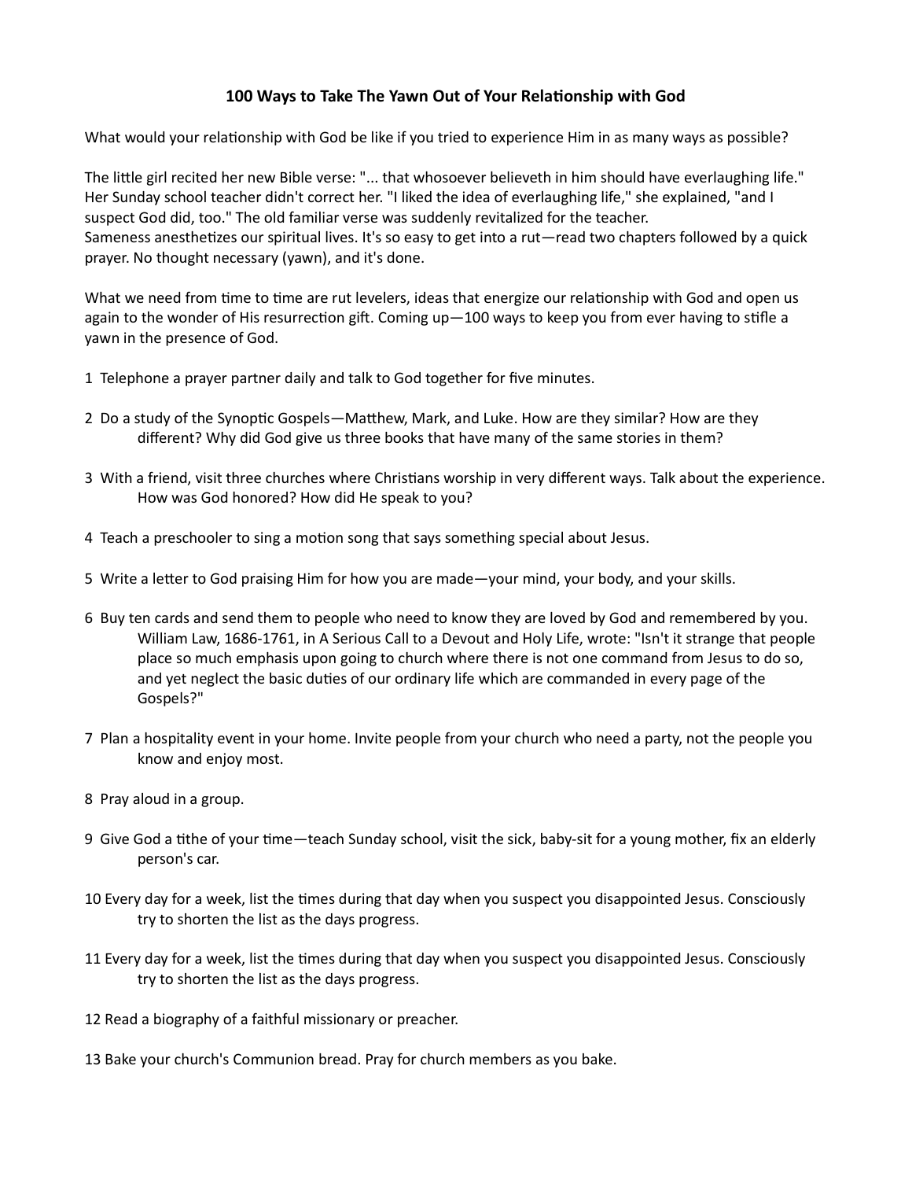# 100 Ways to Take The Yawn Out of Your Relationship with God

What would your relationship with God be like if you tried to experience Him in as many ways as possible?

The little girl recited her new Bible verse: "... that whosoever believeth in him should have everlaughing life." Her Sunday school teacher didn't correct her. "I liked the idea of everlaughing life," she explained, "and I suspect God did, too." The old familiar verse was suddenly revitalized for the teacher.
Sameness anesthetizes our spiritual lives. It's so easy to get into a rut—read two chapters followed by a quick prayer. No thought necessary (yawn), and it's done.

What we need from time to time are rut levelers, ideas that energize our relationship with God and open us again to the wonder of His resurrection gift. Coming up—100 ways to keep you from ever having to stifle a yawn in the presence of God.

1 Telephone a prayer partner daily and talk to God together for five minutes.

2 Do a study of the Synoptic Gospels—Matthew, Mark, and Luke. How are they similar? How are they different? Why did God give us three books that have many of the same stories in them?

3 With a friend, visit three churches where Christians worship in very different ways. Talk about the experience. How was God honored? How did He speak to you?

4 Teach a preschooler to sing a motion song that says something special about Jesus.

5 Write a letter to God praising Him for how you are made—your mind, your body, and your skills.

6 Buy ten cards and send them to people who need to know they are loved by God and remembered by you. William Law, 1686-1761, in A Serious Call to a Devout and Holy Life, wrote: "Isn't it strange that people place so much emphasis upon going to church where there is not one command from Jesus to do so, and yet neglect the basic duties of our ordinary life which are commanded in every page of the Gospels?"

7 Plan a hospitality event in your home. Invite people from your church who need a party, not the people you know and enjoy most.

8 Pray aloud in a group.

9 Give God a tithe of your time—teach Sunday school, visit the sick, baby-sit for a young mother, fix an elderly person's car.

10 Every day for a week, list the times during that day when you suspect you disappointed Jesus. Consciously try to shorten the list as the days progress.

11 Every day for a week, list the times during that day when you suspect you disappointed Jesus. Consciously try to shorten the list as the days progress.

12 Read a biography of a faithful missionary or preacher.

13 Bake your church's Communion bread. Pray for church members as you bake.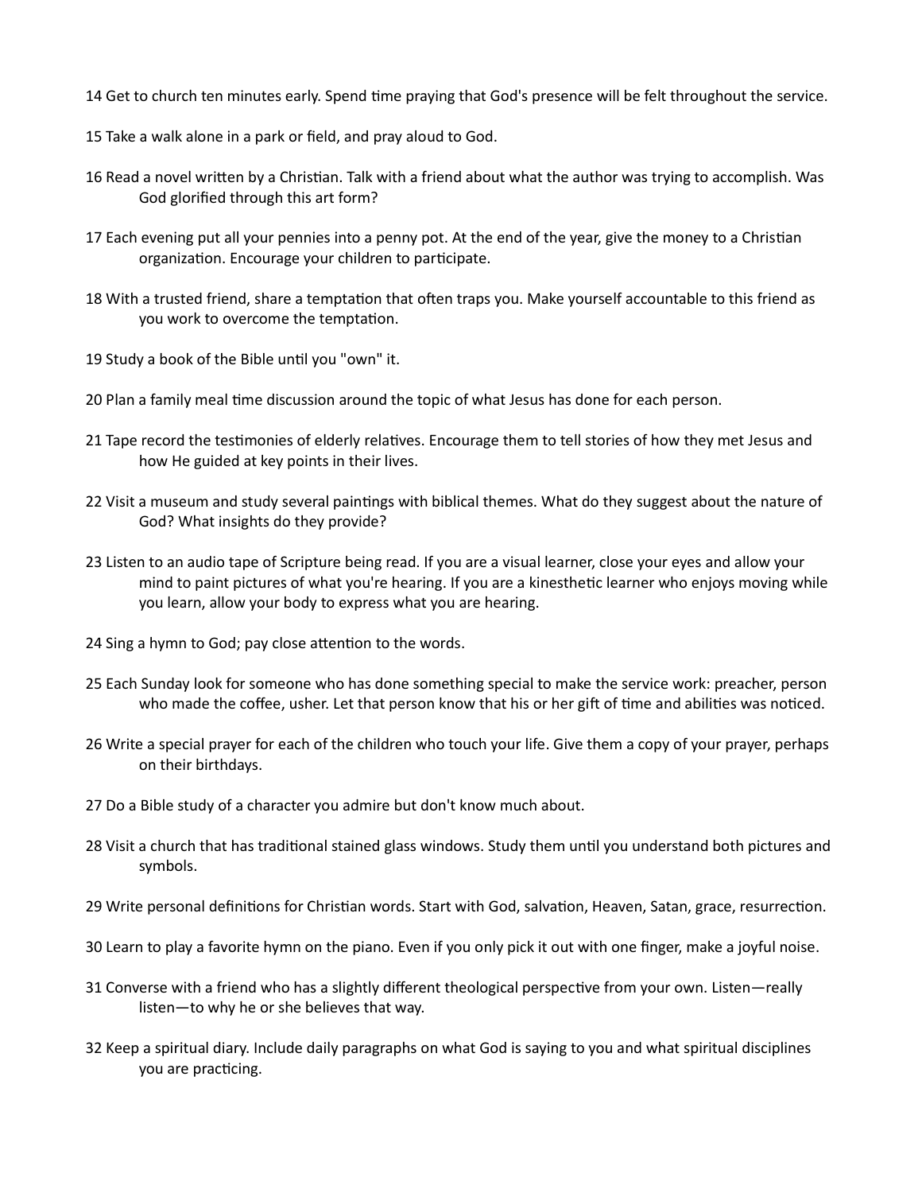14 Get to church ten minutes early. Spend time praying that God's presence will be felt throughout the service.

15 Take a walk alone in a park or field, and pray aloud to God.

16 Read a novel written by a Christian. Talk with a friend about what the author was trying to accomplish. Was God glorified through this art form?

17 Each evening put all your pennies into a penny pot. At the end of the year, give the money to a Christian organization. Encourage your children to participate.

18 With a trusted friend, share a temptation that often traps you. Make yourself accountable to this friend as you work to overcome the temptation.

19 Study a book of the Bible until you "own" it.

20 Plan a family meal time discussion around the topic of what Jesus has done for each person.

21 Tape record the testimonies of elderly relatives. Encourage them to tell stories of how they met Jesus and how He guided at key points in their lives.

22 Visit a museum and study several paintings with biblical themes. What do they suggest about the nature of God? What insights do they provide?

23 Listen to an audio tape of Scripture being read. If you are a visual learner, close your eyes and allow your mind to paint pictures of what you're hearing. If you are a kinesthetic learner who enjoys moving while you learn, allow your body to express what you are hearing.

24 Sing a hymn to God; pay close attention to the words.

25 Each Sunday look for someone who has done something special to make the service work: preacher, person who made the coffee, usher. Let that person know that his or her gift of time and abilities was noticed.

26 Write a special prayer for each of the children who touch your life. Give them a copy of your prayer, perhaps on their birthdays.

27 Do a Bible study of a character you admire but don't know much about.

28 Visit a church that has traditional stained glass windows. Study them until you understand both pictures and symbols.

29 Write personal definitions for Christian words. Start with God, salvation, Heaven, Satan, grace, resurrection.

30 Learn to play a favorite hymn on the piano. Even if you only pick it out with one finger, make a joyful noise.

31 Converse with a friend who has a slightly different theological perspective from your own. Listen—really listen—to why he or she believes that way.

32 Keep a spiritual diary. Include daily paragraphs on what God is saying to you and what spiritual disciplines you are practicing.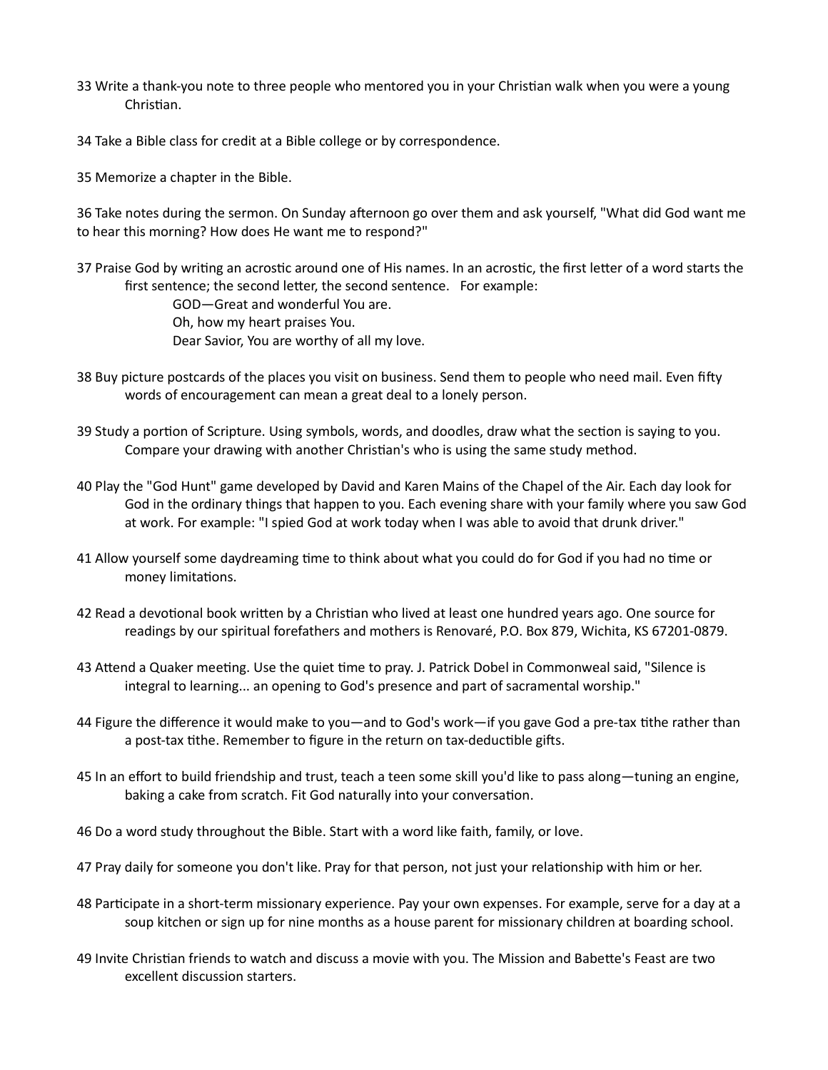33 Write a thank-you note to three people who mentored you in your Christian walk when you were a young Christian.

34 Take a Bible class for credit at a Bible college or by correspondence.

35 Memorize a chapter in the Bible.

36 Take notes during the sermon. On Sunday afternoon go over them and ask yourself, "What did God want me to hear this morning? How does He want me to respond?"

37 Praise God by writing an acrostic around one of His names. In an acrostic, the first letter of a word starts the first sentence; the second letter, the second sentence. For example:

GOD—Great and wonderful You are.
Oh, how my heart praises You.
Dear Savior, You are worthy of all my love.

38 Buy picture postcards of the places you visit on business. Send them to people who need mail. Even fifty words of encouragement can mean a great deal to a lonely person.

39 Study a portion of Scripture. Using symbols, words, and doodles, draw what the section is saying to you. Compare your drawing with another Christian's who is using the same study method.

40 Play the "God Hunt" game developed by David and Karen Mains of the Chapel of the Air. Each day look for God in the ordinary things that happen to you. Each evening share with your family where you saw God at work. For example: "I spied God at work today when I was able to avoid that drunk driver."

41 Allow yourself some daydreaming time to think about what you could do for God if you had no time or money limitations.

42 Read a devotional book written by a Christian who lived at least one hundred years ago. One source for readings by our spiritual forefathers and mothers is Renovaré, P.O. Box 879, Wichita, KS 67201-0879.

43 Attend a Quaker meeting. Use the quiet time to pray. J. Patrick Dobel in Commonweal said, "Silence is integral to learning... an opening to God's presence and part of sacramental worship."

44 Figure the difference it would make to you—and to God's work—if you gave God a pre-tax tithe rather than a post-tax tithe. Remember to figure in the return on tax-deductible gifts.

45 In an effort to build friendship and trust, teach a teen some skill you'd like to pass along—tuning an engine, baking a cake from scratch. Fit God naturally into your conversation.

46 Do a word study throughout the Bible. Start with a word like faith, family, or love.

47 Pray daily for someone you don't like. Pray for that person, not just your relationship with him or her.

48 Participate in a short-term missionary experience. Pay your own expenses. For example, serve for a day at a soup kitchen or sign up for nine months as a house parent for missionary children at boarding school.

49 Invite Christian friends to watch and discuss a movie with you. The Mission and Babette's Feast are two excellent discussion starters.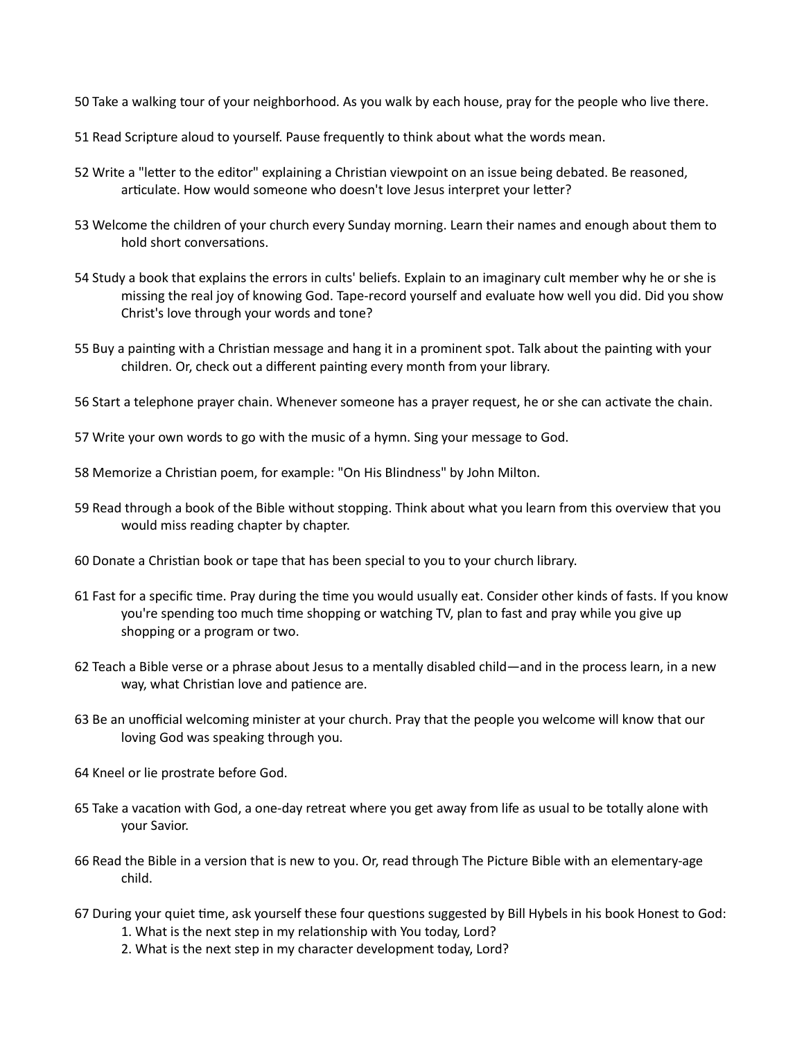50 Take a walking tour of your neighborhood. As you walk by each house, pray for the people who live there.

51 Read Scripture aloud to yourself. Pause frequently to think about what the words mean.

52 Write a "letter to the editor" explaining a Christian viewpoint on an issue being debated. Be reasoned, articulate. How would someone who doesn't love Jesus interpret your letter?

53 Welcome the children of your church every Sunday morning. Learn their names and enough about them to hold short conversations.

54 Study a book that explains the errors in cults' beliefs. Explain to an imaginary cult member why he or she is missing the real joy of knowing God. Tape-record yourself and evaluate how well you did. Did you show Christ's love through your words and tone?

55 Buy a painting with a Christian message and hang it in a prominent spot. Talk about the painting with your children. Or, check out a different painting every month from your library.

56 Start a telephone prayer chain. Whenever someone has a prayer request, he or she can activate the chain.

57 Write your own words to go with the music of a hymn. Sing your message to God.

58 Memorize a Christian poem, for example: "On His Blindness" by John Milton.

59 Read through a book of the Bible without stopping. Think about what you learn from this overview that you would miss reading chapter by chapter.

60 Donate a Christian book or tape that has been special to you to your church library.

61 Fast for a specific time. Pray during the time you would usually eat. Consider other kinds of fasts. If you know you're spending too much time shopping or watching TV, plan to fast and pray while you give up shopping or a program or two.

62 Teach a Bible verse or a phrase about Jesus to a mentally disabled child—and in the process learn, in a new way, what Christian love and patience are.

63 Be an unofficial welcoming minister at your church. Pray that the people you welcome will know that our loving God was speaking through you.

64 Kneel or lie prostrate before God.

65 Take a vacation with God, a one-day retreat where you get away from life as usual to be totally alone with your Savior.

66 Read the Bible in a version that is new to you. Or, read through The Picture Bible with an elementary-age child.

67 During your quiet time, ask yourself these four questions suggested by Bill Hybels in his book Honest to God:
   1. What is the next step in my relationship with You today, Lord?
   2. What is the next step in my character development today, Lord?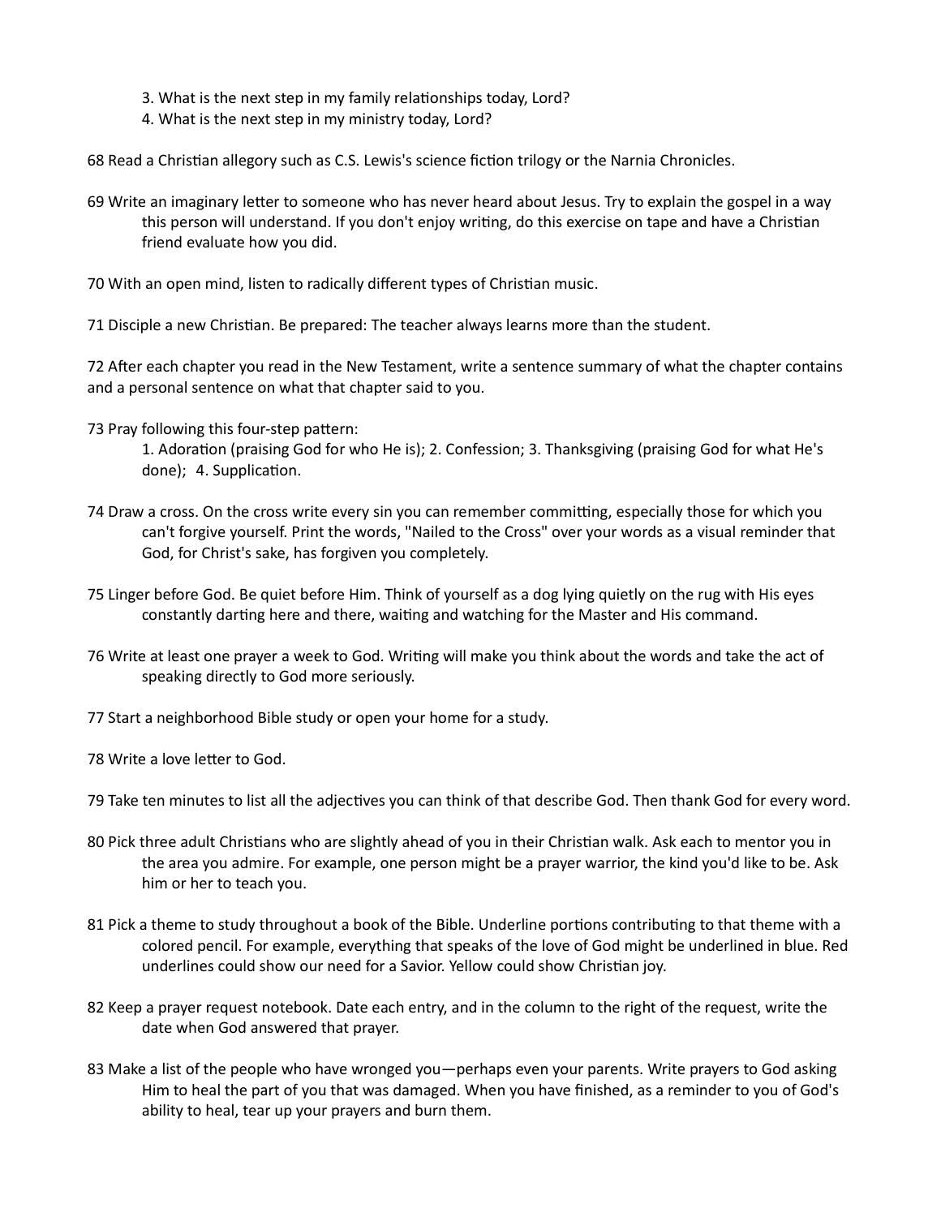3. What is the next step in my family relationships today, Lord?
4. What is the next step in my ministry today, Lord?

68 Read a Christian allegory such as C.S. Lewis's science fiction trilogy or the Narnia Chronicles.

69 Write an imaginary letter to someone who has never heard about Jesus. Try to explain the gospel in a way this person will understand. If you don't enjoy writing, do this exercise on tape and have a Christian friend evaluate how you did.

70 With an open mind, listen to radically different types of Christian music.

71 Disciple a new Christian. Be prepared: The teacher always learns more than the student.

72 After each chapter you read in the New Testament, write a sentence summary of what the chapter contains and a personal sentence on what that chapter said to you.

73 Pray following this four-step pattern:
1. Adoration (praising God for who He is); 2. Confession; 3. Thanksgiving (praising God for what He's done); 4. Supplication.

74 Draw a cross. On the cross write every sin you can remember committing, especially those for which you can't forgive yourself. Print the words, "Nailed to the Cross" over your words as a visual reminder that God, for Christ's sake, has forgiven you completely.

75 Linger before God. Be quiet before Him. Think of yourself as a dog lying quietly on the rug with His eyes constantly darting here and there, waiting and watching for the Master and His command.

76 Write at least one prayer a week to God. Writing will make you think about the words and take the act of speaking directly to God more seriously.

77 Start a neighborhood Bible study or open your home for a study.

78 Write a love letter to God.

79 Take ten minutes to list all the adjectives you can think of that describe God. Then thank God for every word.

80 Pick three adult Christians who are slightly ahead of you in their Christian walk. Ask each to mentor you in the area you admire. For example, one person might be a prayer warrior, the kind you'd like to be. Ask him or her to teach you.

81 Pick a theme to study throughout a book of the Bible. Underline portions contributing to that theme with a colored pencil. For example, everything that speaks of the love of God might be underlined in blue. Red underlines could show our need for a Savior. Yellow could show Christian joy.

82 Keep a prayer request notebook. Date each entry, and in the column to the right of the request, write the date when God answered that prayer.

83 Make a list of the people who have wronged you—perhaps even your parents. Write prayers to God asking Him to heal the part of you that was damaged. When you have finished, as a reminder to you of God's ability to heal, tear up your prayers and burn them.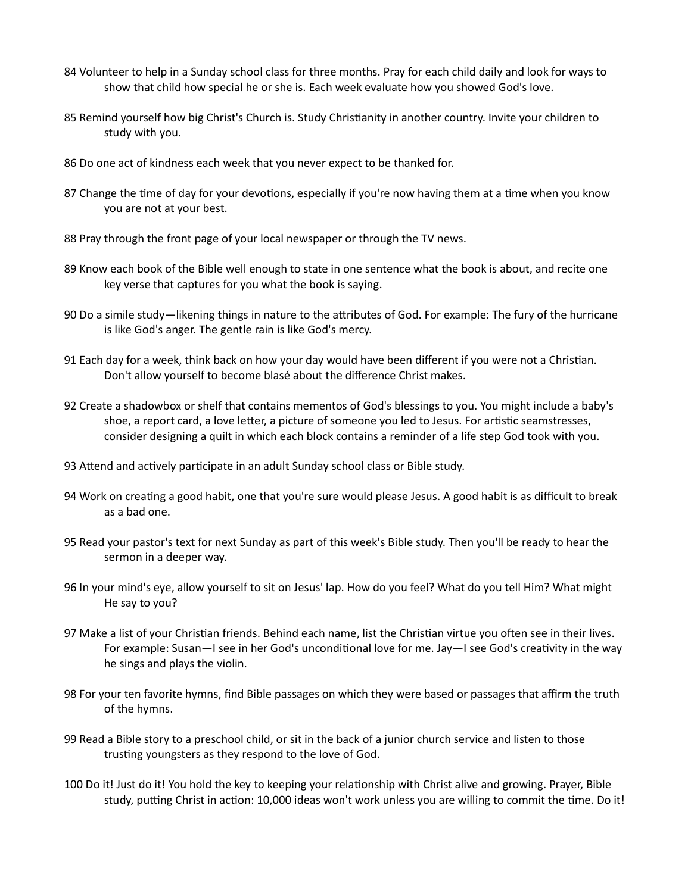84 Volunteer to help in a Sunday school class for three months. Pray for each child daily and look for ways to show that child how special he or she is. Each week evaluate how you showed God's love.

85 Remind yourself how big Christ's Church is. Study Christianity in another country. Invite your children to study with you.

86 Do one act of kindness each week that you never expect to be thanked for.

87 Change the time of day for your devotions, especially if you're now having them at a time when you know you are not at your best.

88 Pray through the front page of your local newspaper or through the TV news.

89 Know each book of the Bible well enough to state in one sentence what the book is about, and recite one key verse that captures for you what the book is saying.

90 Do a simile study—likening things in nature to the attributes of God. For example: The fury of the hurricane is like God's anger. The gentle rain is like God's mercy.

91 Each day for a week, think back on how your day would have been different if you were not a Christian. Don't allow yourself to become blasé about the difference Christ makes.

92 Create a shadowbox or shelf that contains mementos of God's blessings to you. You might include a baby's shoe, a report card, a love letter, a picture of someone you led to Jesus. For artistic seamstresses, consider designing a quilt in which each block contains a reminder of a life step God took with you.

93 Attend and actively participate in an adult Sunday school class or Bible study.

94 Work on creating a good habit, one that you're sure would please Jesus. A good habit is as difficult to break as a bad one.

95 Read your pastor's text for next Sunday as part of this week's Bible study. Then you'll be ready to hear the sermon in a deeper way.

96 In your mind's eye, allow yourself to sit on Jesus' lap. How do you feel? What do you tell Him? What might He say to you?

97 Make a list of your Christian friends. Behind each name, list the Christian virtue you often see in their lives. For example: Susan—I see in her God's unconditional love for me. Jay—I see God's creativity in the way he sings and plays the violin.

98 For your ten favorite hymns, find Bible passages on which they were based or passages that affirm the truth of the hymns.

99 Read a Bible story to a preschool child, or sit in the back of a junior church service and listen to those trusting youngsters as they respond to the love of God.

100 Do it! Just do it! You hold the key to keeping your relationship with Christ alive and growing. Prayer, Bible study, putting Christ in action: 10,000 ideas won't work unless you are willing to commit the time. Do it!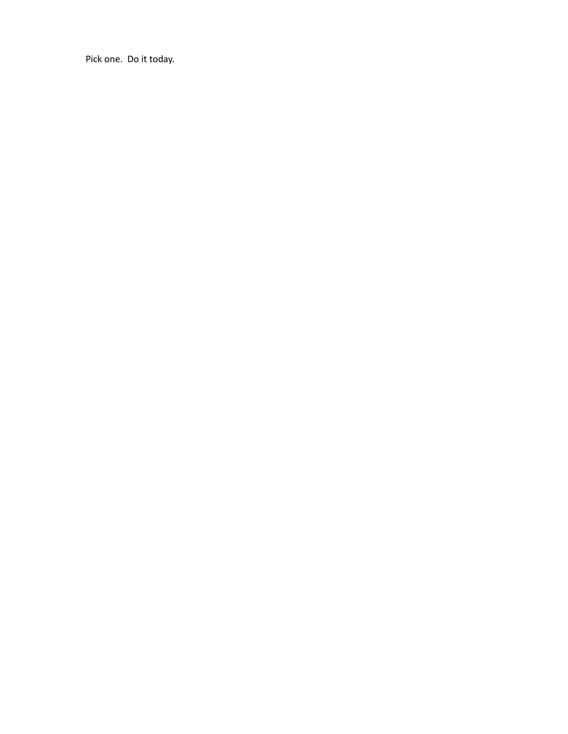Pick one.  Do it today.